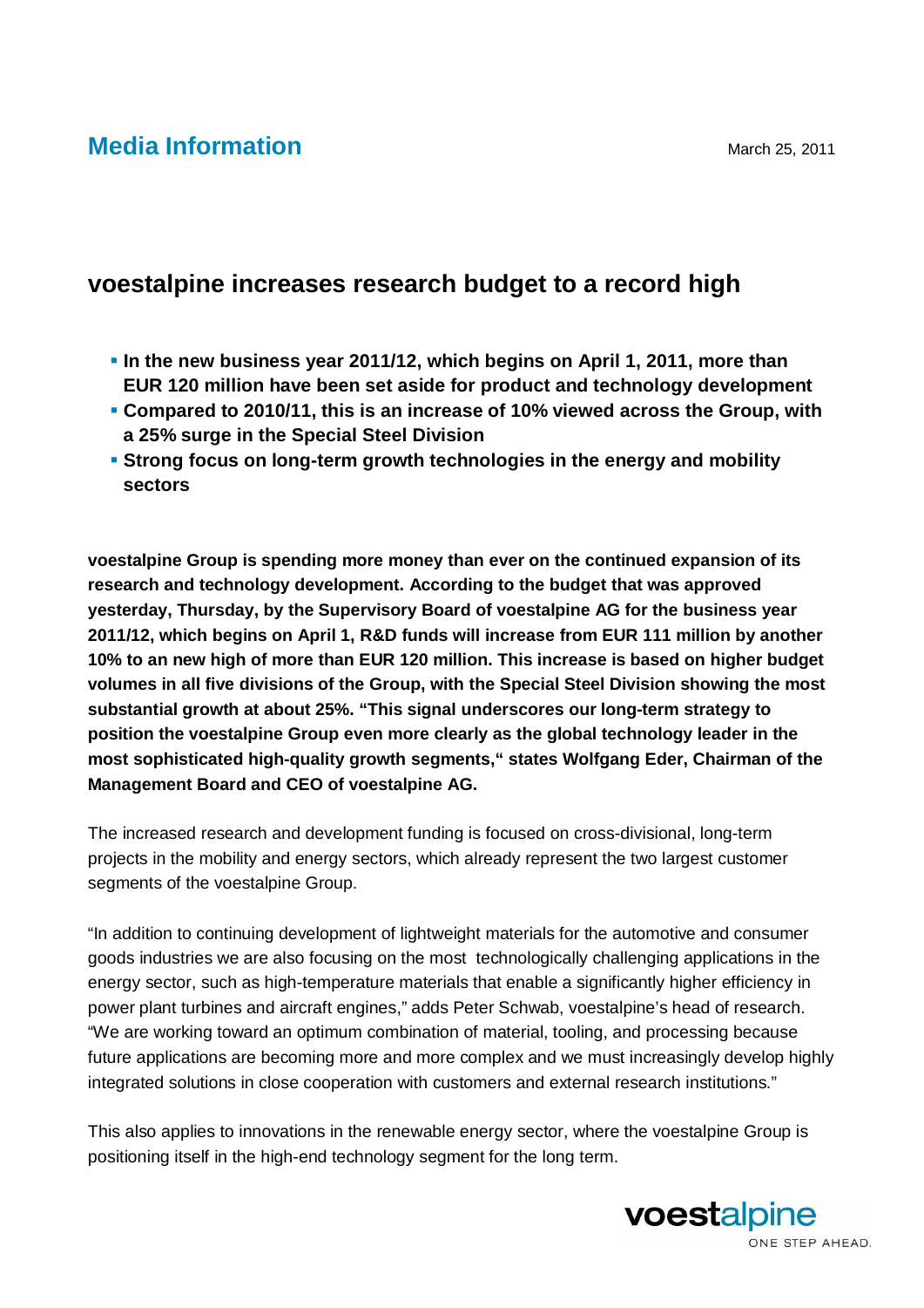**Media Information**

March 25, 2011

# voestalpine increases research budget to a record high

- **In the new business year 2011/12, which begins on April 1, 2011, more than EUR 120 million have been set aside for product and technology development**
- **Compared to 2010/11, this is an increase of 10% viewed across the Group, with a 25% surge in the Special Steel Division**
- **Strong focus on long-term growth technologies in the energy and mobility sectors**

**voestalpine Group is spending more money than ever on the continued expansion of its research and technology development. According to the budget that was approved yesterday, Thursday, by the Supervisory Board of voestalpine AG for the business year 2011/12, which begins on April 1, R&D funds will increase from EUR 111 million by another 10% to an new high of more than EUR 120 million. This increase is based on higher budget volumes in all five divisions of the Group, with the Special Steel Division showing the most substantial growth at about 25%. "This signal underscores our long-term strategy to position the voestalpine Group even more clearly as the global technology leader in the most sophisticated high-quality growth segments," states Wolfgang Eder, Chairman of the Management Board and CEO of voestalpine AG.**

The increased research and development funding is focused on cross-divisional, long-term projects in the mobility and energy sectors, which already represent the two largest customer segments of the voestalpine Group.

"In addition to continuing development of lightweight materials for the automotive and consumer goods industries we are also focusing on the most technologically challenging applications in the energy sector, such as high-temperature materials that enable a significantly higher efficiency in power plant turbines and aircraft engines," adds Peter Schwab, voestalpine's head of research. "We are working toward an optimum combination of material, tooling, and processing because future applications are becoming more and more complex and we must increasingly develop highly integrated solutions in close cooperation with customers and external research institutions."

This also applies to innovations in the renewable energy sector, where the voestalpine Group is positioning itself in the high-end technology segment for the long term.

voestalpine
ONE STEP AHEAD.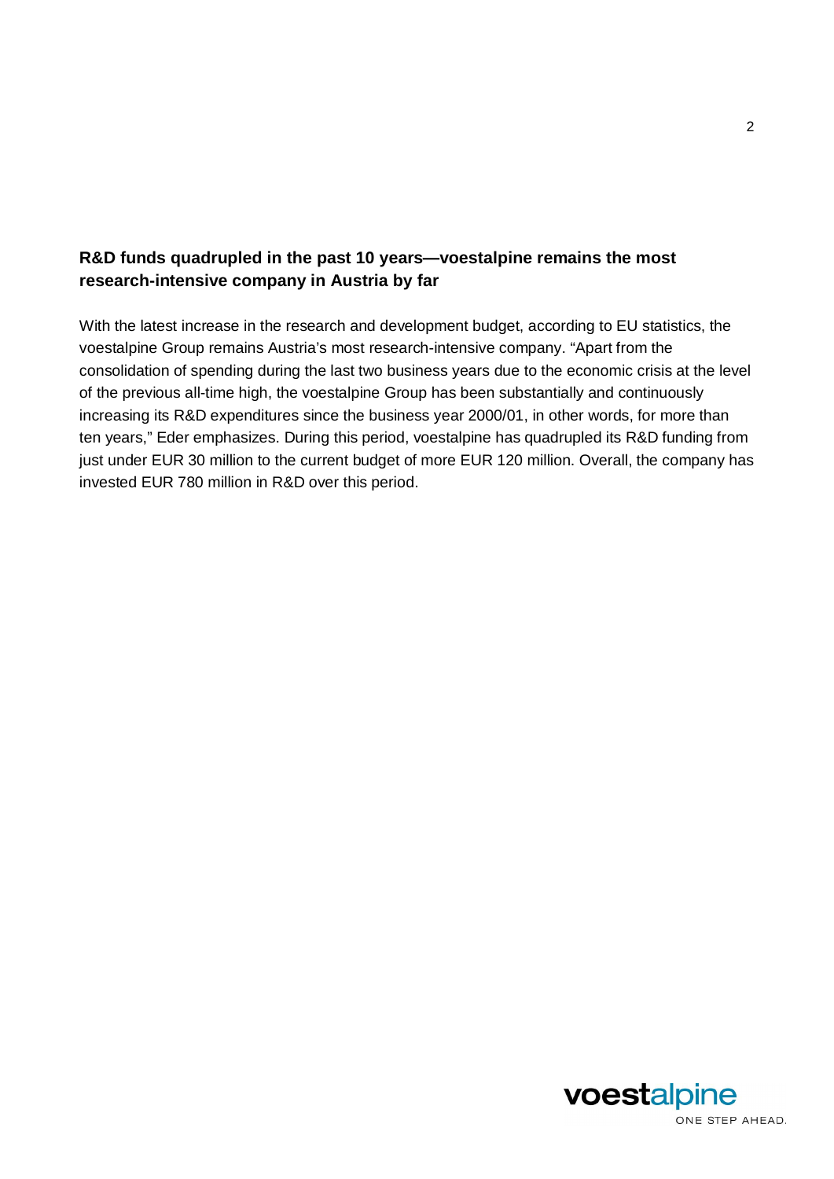**R&D funds quadrupled in the past 10 years—voestalpine remains the most research-intensive company in Austria by far**

With the latest increase in the research and development budget, according to EU statistics, the voestalpine Group remains Austria's most research-intensive company. "Apart from the consolidation of spending during the last two business years due to the economic crisis at the level of the previous all-time high, the voestalpine Group has been substantially and continuously increasing its R&D expenditures since the business year 2000/01, in other words, for more than ten years," Eder emphasizes. During this period, voestalpine has quadrupled its R&D funding from just under EUR 30 million to the current budget of more EUR 120 million. Overall, the company has invested EUR 780 million in R&D over this period.